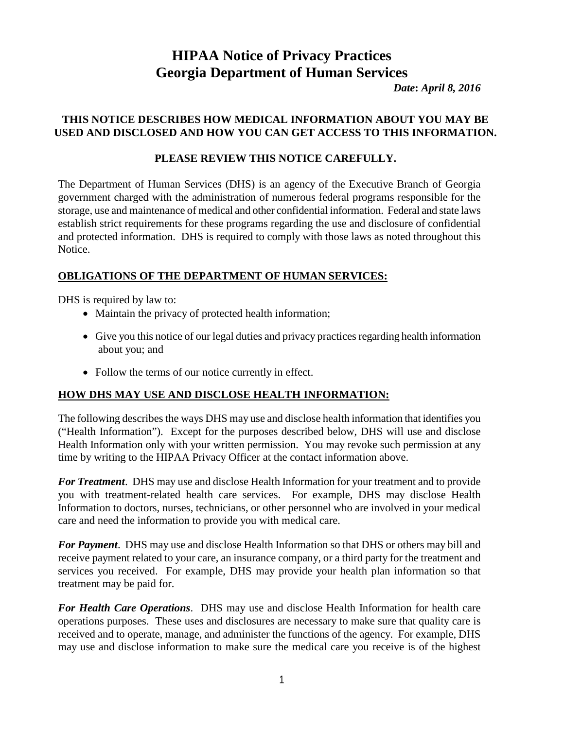# HIPAA Notice of Privacy Practices
# Georgia Department of Human Services

***Date*: *April 8, 2016***

**THIS NOTICE DESCRIBES HOW MEDICAL INFORMATION ABOUT YOU MAY BE USED AND DISCLOSED AND HOW YOU CAN GET ACCESS TO THIS INFORMATION.**

**PLEASE REVIEW THIS NOTICE CAREFULLY.**

The Department of Human Services (DHS) is an agency of the Executive Branch of Georgia government charged with the administration of numerous federal programs responsible for the storage, use and maintenance of medical and other confidential information. Federal and state laws establish strict requirements for these programs regarding the use and disclosure of confidential and protected information. DHS is required to comply with those laws as noted throughout this Notice.

## OBLIGATIONS OF THE DEPARTMENT OF HUMAN SERVICES:

DHS is required by law to:

- Maintain the privacy of protected health information;
- Give you this notice of our legal duties and privacy practices regarding health information about you; and
- Follow the terms of our notice currently in effect.

## HOW DHS MAY USE AND DISCLOSE HEALTH INFORMATION:

The following describes the ways DHS may use and disclose health information that identifies you ("Health Information"). Except for the purposes described below, DHS will use and disclose Health Information only with your written permission. You may revoke such permission at any time by writing to the HIPAA Privacy Officer at the contact information above.

***For Treatment***. DHS may use and disclose Health Information for your treatment and to provide you with treatment-related health care services. For example, DHS may disclose Health Information to doctors, nurses, technicians, or other personnel who are involved in your medical care and need the information to provide you with medical care.

***For Payment***. DHS may use and disclose Health Information so that DHS or others may bill and receive payment related to your care, an insurance company, or a third party for the treatment and services you received. For example, DHS may provide your health plan information so that treatment may be paid for.

***For Health Care Operations***. DHS may use and disclose Health Information for health care operations purposes. These uses and disclosures are necessary to make sure that quality care is received and to operate, manage, and administer the functions of the agency. For example, DHS may use and disclose information to make sure the medical care you receive is of the highest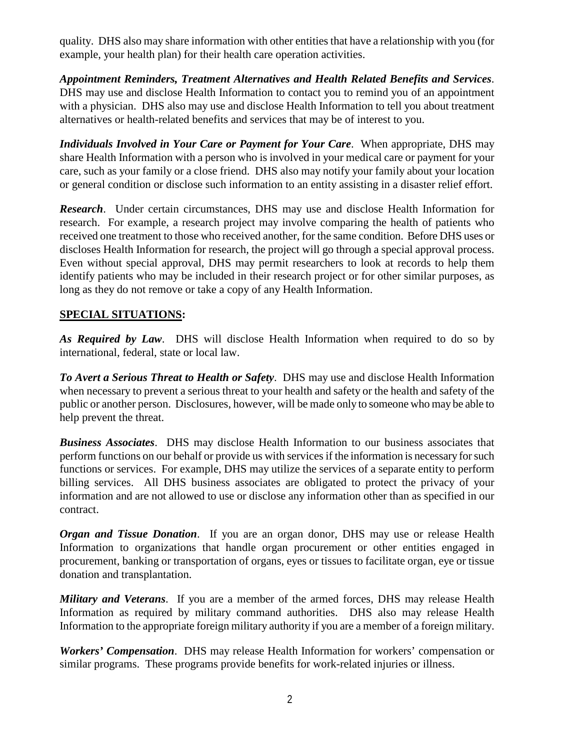quality. DHS also may share information with other entities that have a relationship with you (for example, your health plan) for their health care operation activities.

***Appointment Reminders, Treatment Alternatives and Health Related Benefits and Services***. DHS may use and disclose Health Information to contact you to remind you of an appointment with a physician. DHS also may use and disclose Health Information to tell you about treatment alternatives or health-related benefits and services that may be of interest to you.

***Individuals Involved in Your Care or Payment for Your Care***. When appropriate, DHS may share Health Information with a person who is involved in your medical care or payment for your care, such as your family or a close friend. DHS also may notify your family about your location or general condition or disclose such information to an entity assisting in a disaster relief effort.

***Research***. Under certain circumstances, DHS may use and disclose Health Information for research. For example, a research project may involve comparing the health of patients who received one treatment to those who received another, for the same condition. Before DHS uses or discloses Health Information for research, the project will go through a special approval process. Even without special approval, DHS may permit researchers to look at records to help them identify patients who may be included in their research project or for other similar purposes, as long as they do not remove or take a copy of any Health Information.

## SPECIAL SITUATIONS:

***As Required by Law***. DHS will disclose Health Information when required to do so by international, federal, state or local law.

***To Avert a Serious Threat to Health or Safety***. DHS may use and disclose Health Information when necessary to prevent a serious threat to your health and safety or the health and safety of the public or another person. Disclosures, however, will be made only to someone who may be able to help prevent the threat.

***Business Associates***. DHS may disclose Health Information to our business associates that perform functions on our behalf or provide us with services if the information is necessary for such functions or services. For example, DHS may utilize the services of a separate entity to perform billing services. All DHS business associates are obligated to protect the privacy of your information and are not allowed to use or disclose any information other than as specified in our contract.

***Organ and Tissue Donation***. If you are an organ donor, DHS may use or release Health Information to organizations that handle organ procurement or other entities engaged in procurement, banking or transportation of organs, eyes or tissues to facilitate organ, eye or tissue donation and transplantation.

***Military and Veterans***. If you are a member of the armed forces, DHS may release Health Information as required by military command authorities. DHS also may release Health Information to the appropriate foreign military authority if you are a member of a foreign military.

***Workers' Compensation***. DHS may release Health Information for workers' compensation or similar programs. These programs provide benefits for work-related injuries or illness.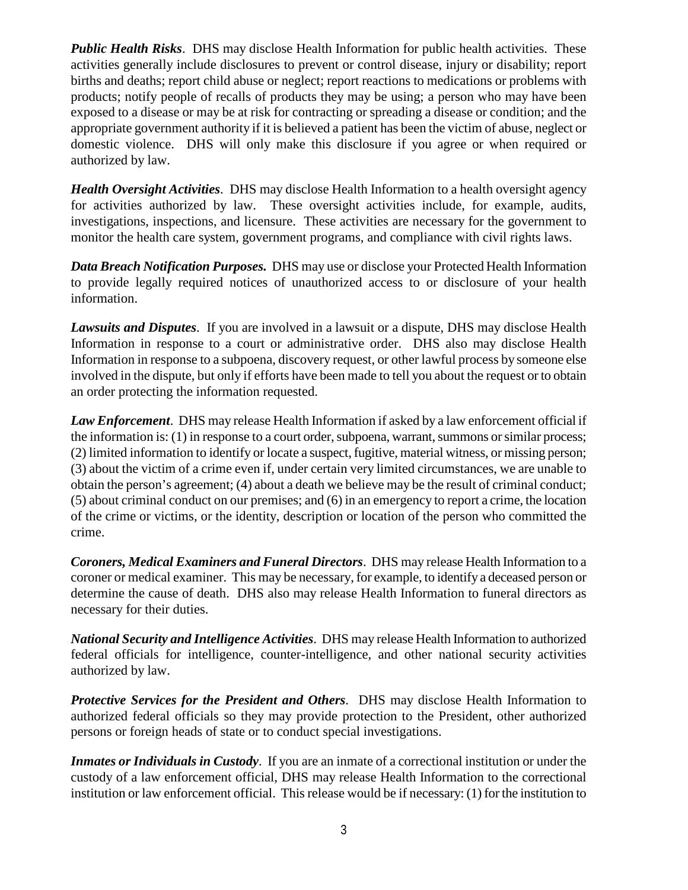***Public Health Risks***. DHS may disclose Health Information for public health activities. These activities generally include disclosures to prevent or control disease, injury or disability; report births and deaths; report child abuse or neglect; report reactions to medications or problems with products; notify people of recalls of products they may be using; a person who may have been exposed to a disease or may be at risk for contracting or spreading a disease or condition; and the appropriate government authority if it is believed a patient has been the victim of abuse, neglect or domestic violence. DHS will only make this disclosure if you agree or when required or authorized by law.

***Health Oversight Activities***. DHS may disclose Health Information to a health oversight agency for activities authorized by law. These oversight activities include, for example, audits, investigations, inspections, and licensure. These activities are necessary for the government to monitor the health care system, government programs, and compliance with civil rights laws.

***Data Breach Notification Purposes.*** DHS may use or disclose your Protected Health Information to provide legally required notices of unauthorized access to or disclosure of your health information.

***Lawsuits and Disputes***. If you are involved in a lawsuit or a dispute, DHS may disclose Health Information in response to a court or administrative order. DHS also may disclose Health Information in response to a subpoena, discovery request, or other lawful process by someone else involved in the dispute, but only if efforts have been made to tell you about the request or to obtain an order protecting the information requested.

***Law Enforcement***. DHS may release Health Information if asked by a law enforcement official if the information is: (1) in response to a court order, subpoena, warrant, summons or similar process; (2) limited information to identify or locate a suspect, fugitive, material witness, or missing person; (3) about the victim of a crime even if, under certain very limited circumstances, we are unable to obtain the person's agreement; (4) about a death we believe may be the result of criminal conduct; (5) about criminal conduct on our premises; and (6) in an emergency to report a crime, the location of the crime or victims, or the identity, description or location of the person who committed the crime.

***Coroners, Medical Examiners and Funeral Directors***. DHS may release Health Information to a coroner or medical examiner. This may be necessary, for example, to identify a deceased person or determine the cause of death. DHS also may release Health Information to funeral directors as necessary for their duties.

***National Security and Intelligence Activities***. DHS may release Health Information to authorized federal officials for intelligence, counter-intelligence, and other national security activities authorized by law.

***Protective Services for the President and Others***. DHS may disclose Health Information to authorized federal officials so they may provide protection to the President, other authorized persons or foreign heads of state or to conduct special investigations.

***Inmates or Individuals in Custody***. If you are an inmate of a correctional institution or under the custody of a law enforcement official, DHS may release Health Information to the correctional institution or law enforcement official. This release would be if necessary: (1) for the institution to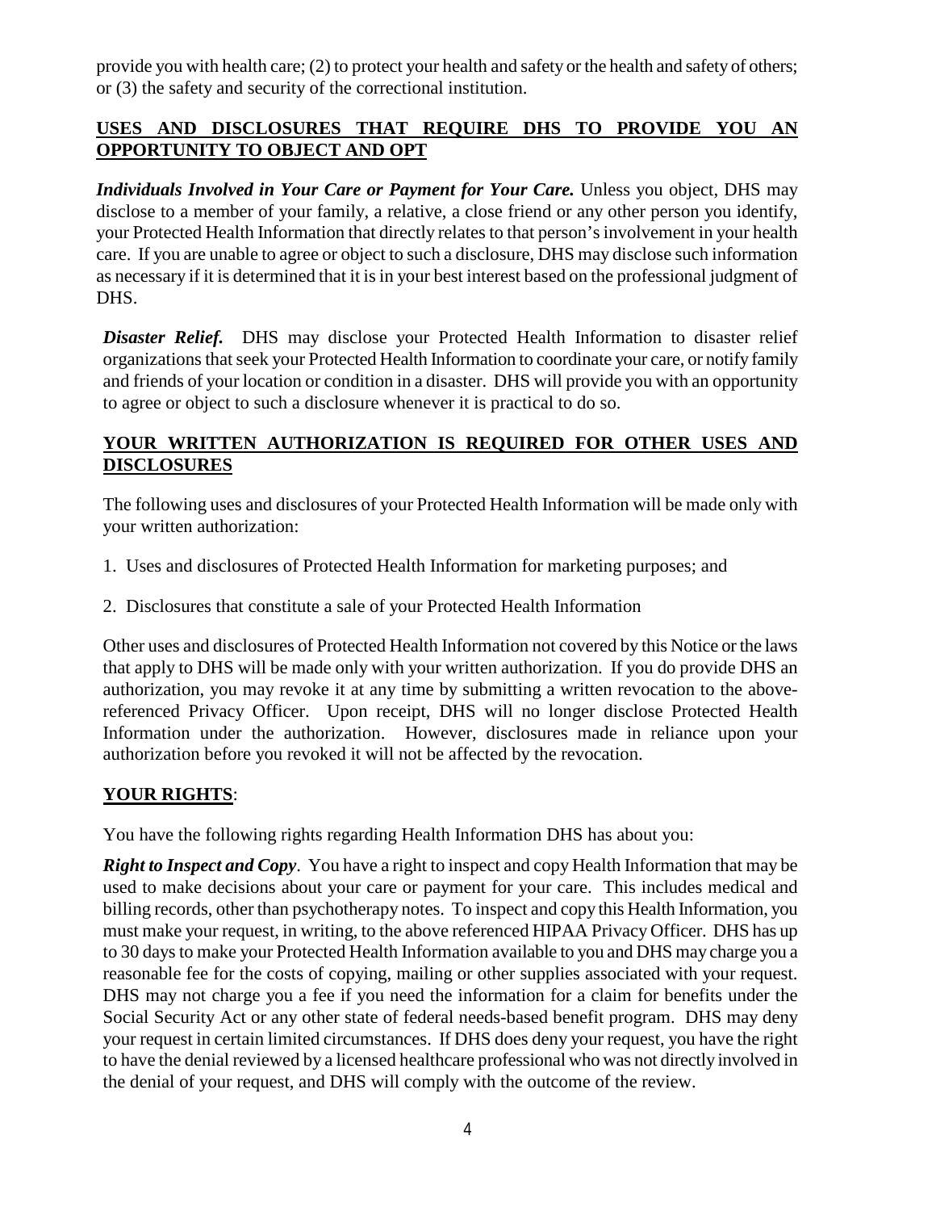provide you with health care; (2) to protect your health and safety or the health and safety of others; or (3) the safety and security of the correctional institution.

## USES AND DISCLOSURES THAT REQUIRE DHS TO PROVIDE YOU AN OPPORTUNITY TO OBJECT AND OPT

***Individuals Involved in Your Care or Payment for Your Care.*** Unless you object, DHS may disclose to a member of your family, a relative, a close friend or any other person you identify, your Protected Health Information that directly relates to that person's involvement in your health care. If you are unable to agree or object to such a disclosure, DHS may disclose such information as necessary if it is determined that it is in your best interest based on the professional judgment of DHS.

***Disaster Relief.*** DHS may disclose your Protected Health Information to disaster relief organizations that seek your Protected Health Information to coordinate your care, or notify family and friends of your location or condition in a disaster. DHS will provide you with an opportunity to agree or object to such a disclosure whenever it is practical to do so.

## YOUR WRITTEN AUTHORIZATION IS REQUIRED FOR OTHER USES AND DISCLOSURES

The following uses and disclosures of your Protected Health Information will be made only with your written authorization:

1. Uses and disclosures of Protected Health Information for marketing purposes; and
2. Disclosures that constitute a sale of your Protected Health Information

Other uses and disclosures of Protected Health Information not covered by this Notice or the laws that apply to DHS will be made only with your written authorization. If you do provide DHS an authorization, you may revoke it at any time by submitting a written revocation to the above-referenced Privacy Officer. Upon receipt, DHS will no longer disclose Protected Health Information under the authorization. However, disclosures made in reliance upon your authorization before you revoked it will not be affected by the revocation.

## YOUR RIGHTS:

You have the following rights regarding Health Information DHS has about you:

***Right to Inspect and Copy***. You have a right to inspect and copy Health Information that may be used to make decisions about your care or payment for your care. This includes medical and billing records, other than psychotherapy notes. To inspect and copy this Health Information, you must make your request, in writing, to the above referenced HIPAA Privacy Officer. DHS has up to 30 days to make your Protected Health Information available to you and DHS may charge you a reasonable fee for the costs of copying, mailing or other supplies associated with your request. DHS may not charge you a fee if you need the information for a claim for benefits under the Social Security Act or any other state of federal needs-based benefit program. DHS may deny your request in certain limited circumstances. If DHS does deny your request, you have the right to have the denial reviewed by a licensed healthcare professional who was not directly involved in the denial of your request, and DHS will comply with the outcome of the review.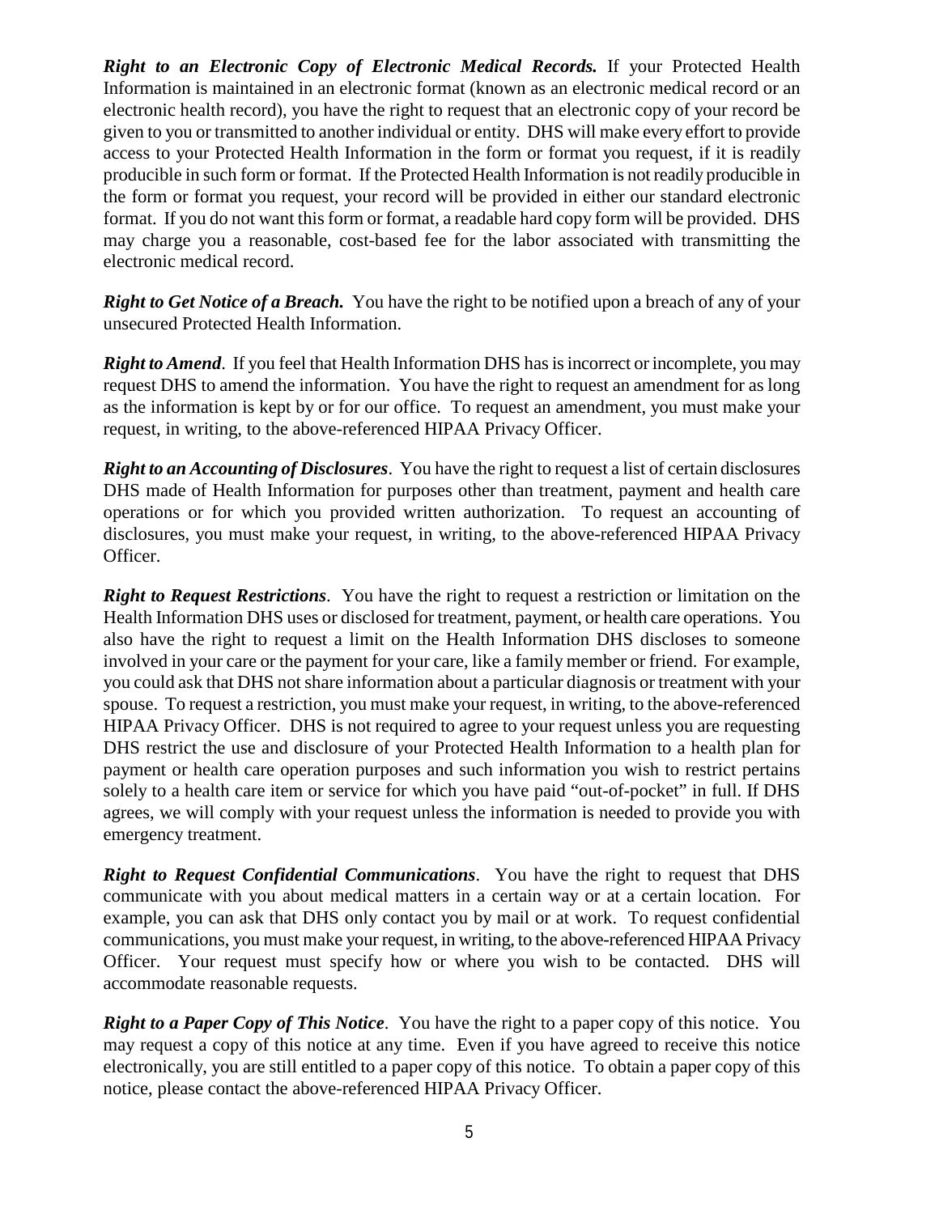***Right to an Electronic Copy of Electronic Medical Records.*** If your Protected Health Information is maintained in an electronic format (known as an electronic medical record or an electronic health record), you have the right to request that an electronic copy of your record be given to you or transmitted to another individual or entity. DHS will make every effort to provide access to your Protected Health Information in the form or format you request, if it is readily producible in such form or format. If the Protected Health Information is not readily producible in the form or format you request, your record will be provided in either our standard electronic format. If you do not want this form or format, a readable hard copy form will be provided. DHS may charge you a reasonable, cost-based fee for the labor associated with transmitting the electronic medical record.

***Right to Get Notice of a Breach.*** You have the right to be notified upon a breach of any of your unsecured Protected Health Information.

***Right to Amend***. If you feel that Health Information DHS has is incorrect or incomplete, you may request DHS to amend the information. You have the right to request an amendment for as long as the information is kept by or for our office. To request an amendment, you must make your request, in writing, to the above-referenced HIPAA Privacy Officer.

***Right to an Accounting of Disclosures***. You have the right to request a list of certain disclosures DHS made of Health Information for purposes other than treatment, payment and health care operations or for which you provided written authorization. To request an accounting of disclosures, you must make your request, in writing, to the above-referenced HIPAA Privacy Officer.

***Right to Request Restrictions***. You have the right to request a restriction or limitation on the Health Information DHS uses or disclosed for treatment, payment, or health care operations. You also have the right to request a limit on the Health Information DHS discloses to someone involved in your care or the payment for your care, like a family member or friend. For example, you could ask that DHS not share information about a particular diagnosis or treatment with your spouse. To request a restriction, you must make your request, in writing, to the above-referenced HIPAA Privacy Officer. DHS is not required to agree to your request unless you are requesting DHS restrict the use and disclosure of your Protected Health Information to a health plan for payment or health care operation purposes and such information you wish to restrict pertains solely to a health care item or service for which you have paid "out-of-pocket" in full. If DHS agrees, we will comply with your request unless the information is needed to provide you with emergency treatment.

***Right to Request Confidential Communications***. You have the right to request that DHS communicate with you about medical matters in a certain way or at a certain location. For example, you can ask that DHS only contact you by mail or at work. To request confidential communications, you must make your request, in writing, to the above-referenced HIPAA Privacy Officer. Your request must specify how or where you wish to be contacted. DHS will accommodate reasonable requests.

***Right to a Paper Copy of This Notice***. You have the right to a paper copy of this notice. You may request a copy of this notice at any time. Even if you have agreed to receive this notice electronically, you are still entitled to a paper copy of this notice. To obtain a paper copy of this notice, please contact the above-referenced HIPAA Privacy Officer.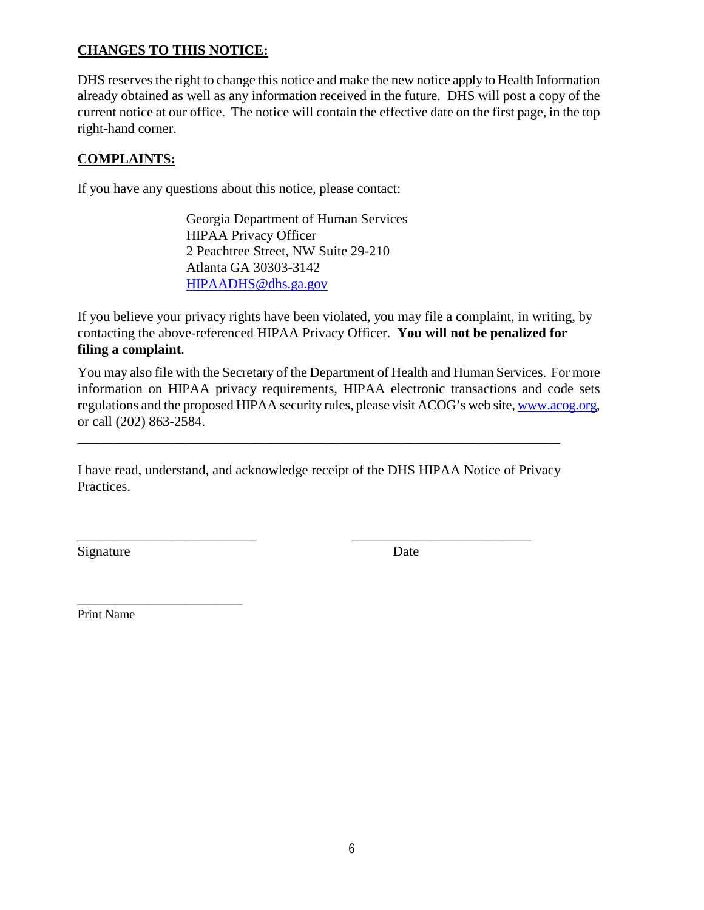## CHANGES TO THIS NOTICE:

DHS reserves the right to change this notice and make the new notice apply to Health Information already obtained as well as any information received in the future. DHS will post a copy of the current notice at our office. The notice will contain the effective date on the first page, in the top right-hand corner.

## COMPLAINTS:

If you have any questions about this notice, please contact:

Georgia Department of Human Services
HIPAA Privacy Officer
2 Peachtree Street, NW Suite 29-210
Atlanta GA 30303-3142
HIPAADHS@dhs.ga.gov

If you believe your privacy rights have been violated, you may file a complaint, in writing, by contacting the above-referenced HIPAA Privacy Officer. **You will not be penalized for filing a complaint**.

You may also file with the Secretary of the Department of Health and Human Services. For more information on HIPAA privacy requirements, HIPAA electronic transactions and code sets regulations and the proposed HIPAA security rules, please visit ACOG's web site, www.acog.org, or call (202) 863-2584.

---

I have read, understand, and acknowledge receipt of the DHS HIPAA Notice of Privacy Practices.

\_\_\_\_\_\_\_\_\_\_\_\_\_\_\_\_\_\_\_\_\_\_\_\_\_\_ \_\_\_\_\_\_\_\_\_\_\_\_\_\_\_\_\_\_\_\_\_\_\_\_\_\_
Signature Date

\_\_\_\_\_\_\_\_\_\_\_\_\_\_\_\_\_\_\_\_\_\_\_\_\_
Print Name